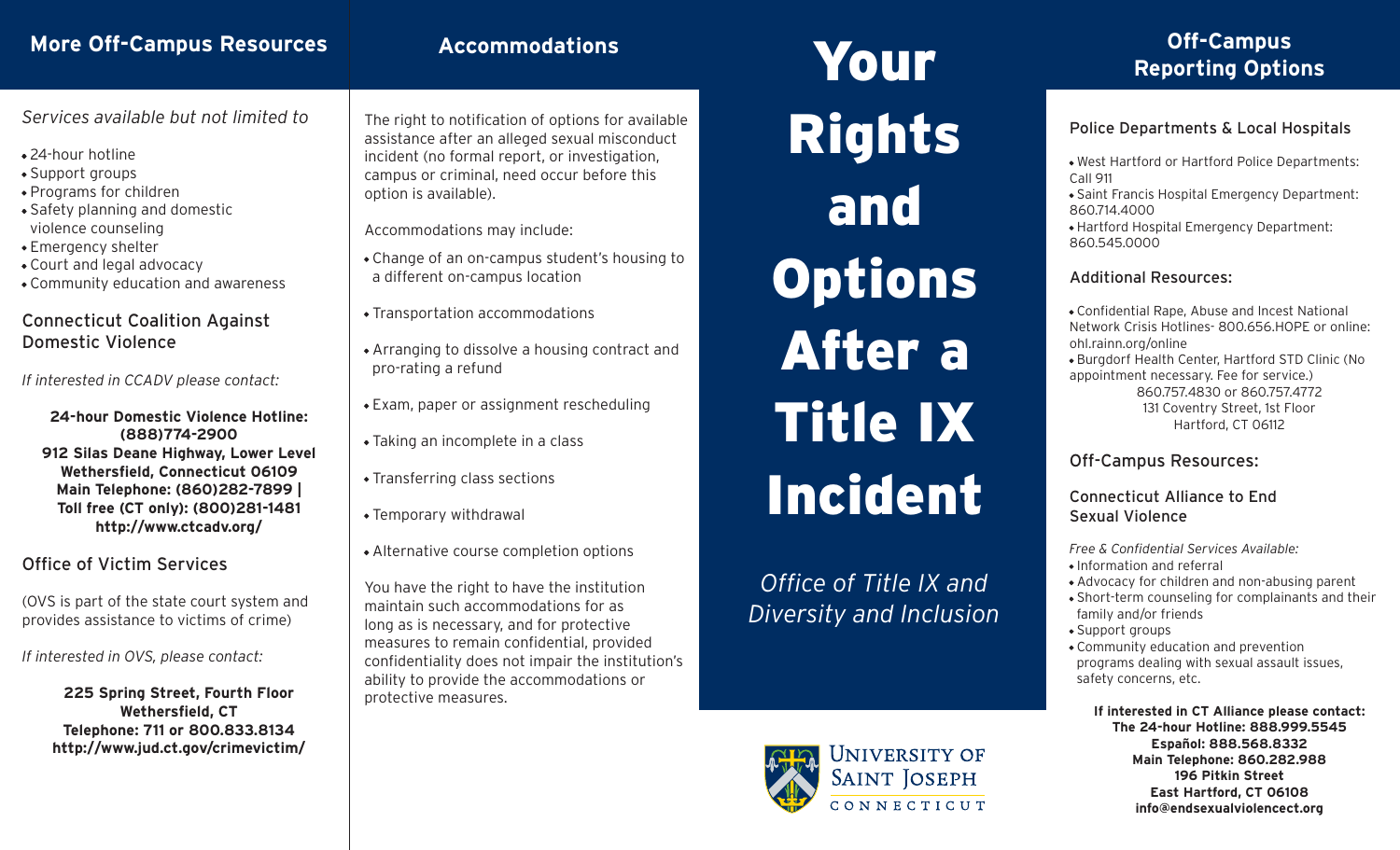## More Off-Campus Resources

*Services available but not limited to*

- 24-hour hotline
- Support groups
- Programs for children
- Safety planning and domestic violence counseling
- Emergency shelter
- Court and legal advocacy
- Community education and awareness

### Connecticut Coalition Against Domestic Violence

*If interested in CCADV please contact:*

**24-hour Domestic Violence Hotline: (888)774-2900**
**912 Silas Deane Highway, Lower Level**
**Wethersfield, Connecticut 06109**
**Main Telephone: (860)282-7899 |**
**Toll free (CT only): (800)281-1481**
**http://www.ctcadv.org/**

### Office of Victim Services

(OVS is part of the state court system and provides assistance to victims of crime)

*If interested in OVS, please contact:*

**225 Spring Street, Fourth Floor**
**Wethersfield, CT**
**Telephone: 711 or 800.833.8134**
**http://www.jud.ct.gov/crimevictim/**

## Accommodations

The right to notification of options for available assistance after an alleged sexual misconduct incident (no formal report, or investigation, campus or criminal, need occur before this option is available).

Accommodations may include:

- Change of an on-campus student's housing to a different on-campus location
- Transportation accommodations
- Arranging to dissolve a housing contract and pro-rating a refund
- Exam, paper or assignment rescheduling
- Taking an incomplete in a class
- Transferring class sections
- Temporary withdrawal
- Alternative course completion options

You have the right to have the institution maintain such accommodations for as long as is necessary, and for protective measures to remain confidential, provided confidentiality does not impair the institution's ability to provide the accommodations or protective measures.

# Your Rights and Options After a Title IX Incident

*Office of Title IX and Diversity and Inclusion*

University of Saint Joseph
Connecticut

## Off-Campus Reporting Options

### Police Departments & Local Hospitals

- West Hartford or Hartford Police Departments: Call 911
- Saint Francis Hospital Emergency Department: 860.714.4000
- Hartford Hospital Emergency Department: 860.545.0000

### Additional Resources:

- Confidential Rape, Abuse and Incest National Network Crisis Hotlines- 800.656.HOPE or online: ohl.rainn.org/online
- Burgdorf Health Center, Hartford STD Clinic (No appointment necessary. Fee for service.)
  860.757.4830 or 860.757.4772
  131 Coventry Street, 1st Floor
  Hartford, CT 06112

### Off-Campus Resources:

### Connecticut Alliance to End Sexual Violence

*Free & Confidential Services Available:*

- Information and referral
- Advocacy for children and non-abusing parent
- Short-term counseling for complainants and their family and/or friends
- Support groups
- Community education and prevention programs dealing with sexual assault issues, safety concerns, etc.

**If interested in CT Alliance please contact:**
**The 24-hour Hotline: 888.999.5545**
**Español: 888.568.8332**
**Main Telephone: 860.282.988**
**196 Pitkin Street**
**East Hartford, CT 06108**
**info@endsexualviolencect.org**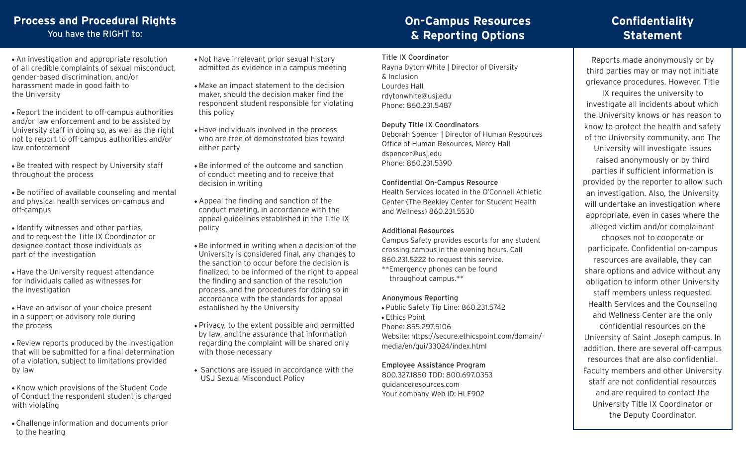## Process and Procedural Rights

You have the RIGHT to:

- An investigation and appropriate resolution of all credible complaints of sexual misconduct, gender-based discrimination, and/or harassment made in good faith to the University
- Report the incident to off-campus authorities and/or law enforcement and to be assisted by University staff in doing so, as well as the right not to report to off-campus authorities and/or law enforcement
- Be treated with respect by University staff throughout the process
- Be notified of available counseling and mental and physical health services on-campus and off-campus
- Identify witnesses and other parties, and to request the Title IX Coordinator or designee contact those individuals as part of the investigation
- Have the University request attendance for individuals called as witnesses for the investigation
- Have an advisor of your choice present in a support or advisory role during the process
- Review reports produced by the investigation that will be submitted for a final determination of a violation, subject to limitations provided by law
- Know which provisions of the Student Code of Conduct the respondent student is charged with violating
- Challenge information and documents prior to the hearing
- Not have irrelevant prior sexual history admitted as evidence in a campus meeting
- Make an impact statement to the decision maker, should the decision maker find the respondent student responsible for violating this policy
- Have individuals involved in the process who are free of demonstrated bias toward either party
- Be informed of the outcome and sanction of conduct meeting and to receive that decision in writing
- Appeal the finding and sanction of the conduct meeting, in accordance with the appeal guidelines established in the Title IX policy
- Be informed in writing when a decision of the University is considered final, any changes to the sanction to occur before the decision is finalized, to be informed of the right to appeal the finding and sanction of the resolution process, and the procedures for doing so in accordance with the standards for appeal established by the University
- Privacy, to the extent possible and permitted by law, and the assurance that information regarding the complaint will be shared only with those necessary
- Sanctions are issued in accordance with the USJ Sexual Misconduct Policy

## On-Campus Resources & Reporting Options

**Title IX Coordinator**
Rayna Dyton-White | Director of Diversity & Inclusion
Lourdes Hall
rdytonwhite@usj.edu
Phone: 860.231.5487

**Deputy Title IX Coordinators**
Deborah Spencer | Director of Human Resources
Office of Human Resources, Mercy Hall
dspencer@usj.edu
Phone: 860.231.5390

**Confidential On-Campus Resource**
Health Services located in the O'Connell Athletic Center (The Beekley Center for Student Health and Wellness) 860.231.5530

**Additional Resources**
Campus Safety provides escorts for any student crossing campus in the evening hours. Call 860.231.5222 to request this service.
**Emergency phones can be found throughout campus.**

**Anonymous Reporting**
- Public Safety Tip Line: 860.231.5742
- Ethics Point

Phone: 855.297.5106
Website: https://secure.ethicspoint.com/domain/-media/en/gui/33024/index.html

**Employee Assistance Program**
800.327.1850 TDD: 800.697.0353
guidanceresources.com
Your company Web ID: HLF902

## Confidentiality Statement

Reports made anonymously or by third parties may or may not initiate grievance procedures. However, Title IX requires the university to investigate all incidents about which the University knows or has reason to know to protect the health and safety of the University community, and The University will investigate issues raised anonymously or by third parties if sufficient information is provided by the reporter to allow such an investigation. Also, the University will undertake an investigation where appropriate, even in cases where the alleged victim and/or complainant chooses not to cooperate or participate. Confidential on-campus resources are available, they can share options and advice without any obligation to inform other University staff members unless requested. Health Services and the Counseling and Wellness Center are the only confidential resources on the University of Saint Joseph campus. In addition, there are several off-campus resources that are also confidential. Faculty members and other University staff are not confidential resources and are required to contact the University Title IX Coordinator or the Deputy Coordinator.